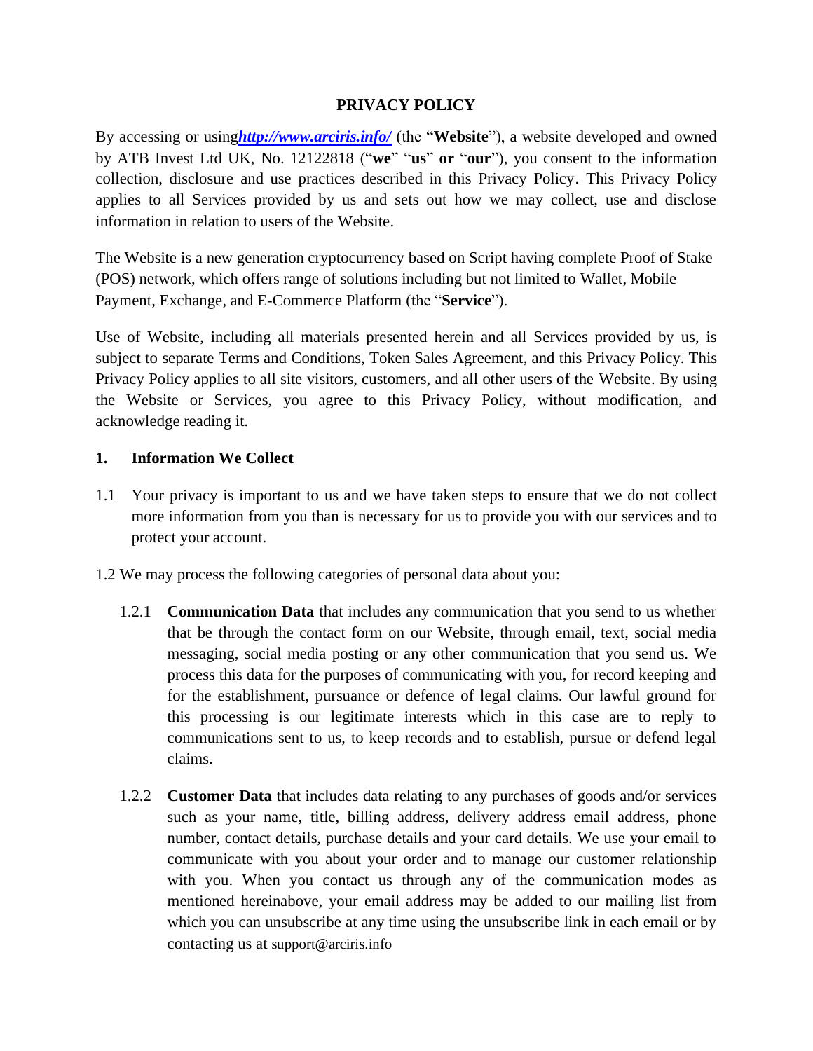# PRIVACY POLICY

By accessing or using***http://www.arciris.info/*** (the "**Website**"), a website developed and owned by ATB Invest Ltd UK, No. 12122818 ("**we**" "**us**" **or** "**our**"), you consent to the information collection, disclosure and use practices described in this Privacy Policy. This Privacy Policy applies to all Services provided by us and sets out how we may collect, use and disclose information in relation to users of the Website.

The Website is a new generation cryptocurrency based on Script having complete Proof of Stake (POS) network, which offers range of solutions including but not limited to Wallet, Mobile Payment, Exchange, and E-Commerce Platform (the "**Service**").

Use of Website, including all materials presented herein and all Services provided by us, is subject to separate Terms and Conditions, Token Sales Agreement, and this Privacy Policy. This Privacy Policy applies to all site visitors, customers, and all other users of the Website. By using the Website or Services, you agree to this Privacy Policy, without modification, and acknowledge reading it.

## 1. Information We Collect

1.1 Your privacy is important to us and we have taken steps to ensure that we do not collect more information from you than is necessary for us to provide you with our services and to protect your account.

1.2 We may process the following categories of personal data about you:

1.2.1 **Communication Data** that includes any communication that you send to us whether that be through the contact form on our Website, through email, text, social media messaging, social media posting or any other communication that you send us. We process this data for the purposes of communicating with you, for record keeping and for the establishment, pursuance or defence of legal claims. Our lawful ground for this processing is our legitimate interests which in this case are to reply to communications sent to us, to keep records and to establish, pursue or defend legal claims.

1.2.2 **Customer Data** that includes data relating to any purchases of goods and/or services such as your name, title, billing address, delivery address email address, phone number, contact details, purchase details and your card details. We use your email to communicate with you about your order and to manage our customer relationship with you. When you contact us through any of the communication modes as mentioned hereinabove, your email address may be added to our mailing list from which you can unsubscribe at any time using the unsubscribe link in each email or by contacting us at support@arciris.info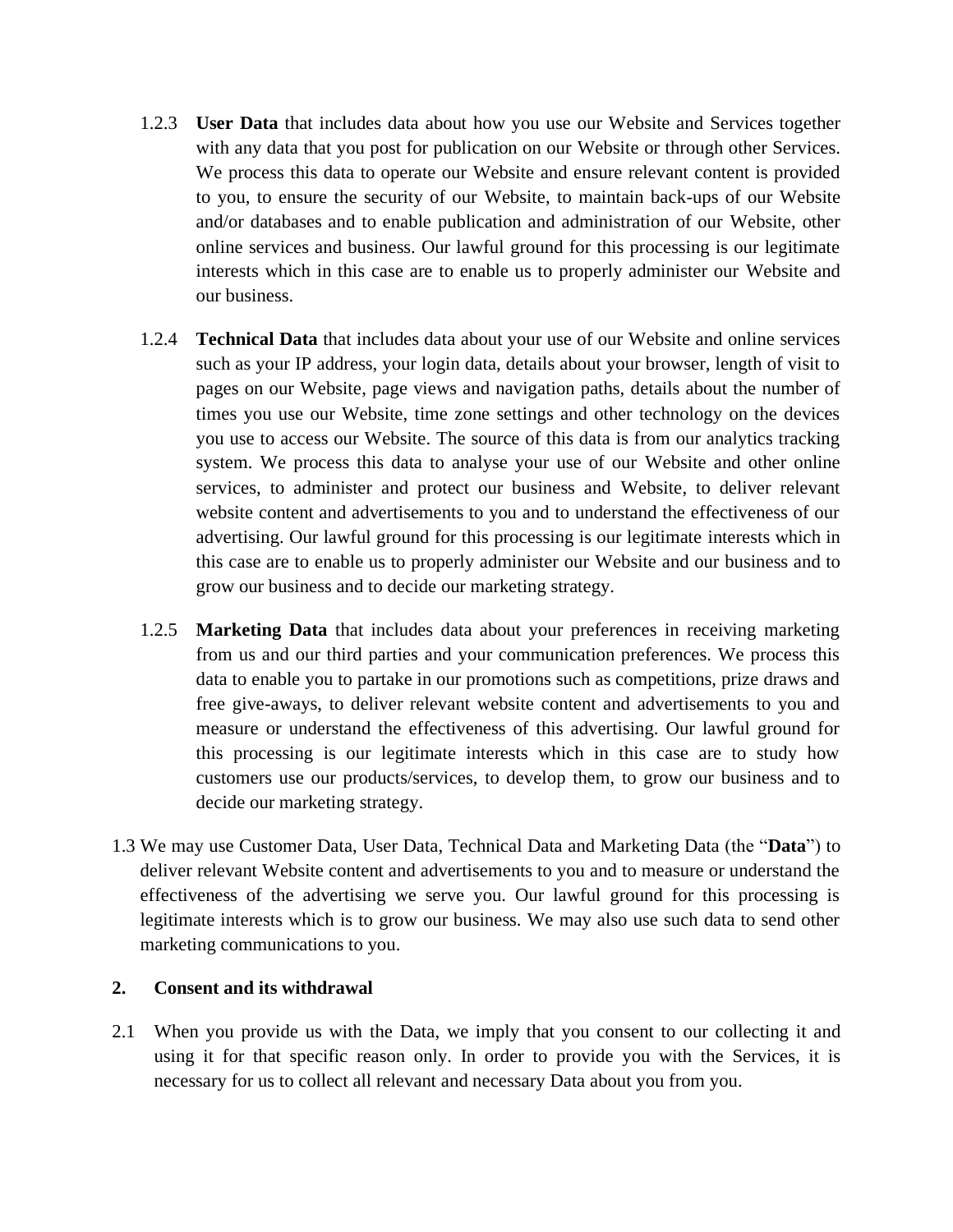1.2.3 **User Data** that includes data about how you use our Website and Services together with any data that you post for publication on our Website or through other Services. We process this data to operate our Website and ensure relevant content is provided to you, to ensure the security of our Website, to maintain back-ups of our Website and/or databases and to enable publication and administration of our Website, other online services and business. Our lawful ground for this processing is our legitimate interests which in this case are to enable us to properly administer our Website and our business.

1.2.4 **Technical Data** that includes data about your use of our Website and online services such as your IP address, your login data, details about your browser, length of visit to pages on our Website, page views and navigation paths, details about the number of times you use our Website, time zone settings and other technology on the devices you use to access our Website. The source of this data is from our analytics tracking system. We process this data to analyse your use of our Website and other online services, to administer and protect our business and Website, to deliver relevant website content and advertisements to you and to understand the effectiveness of our advertising. Our lawful ground for this processing is our legitimate interests which in this case are to enable us to properly administer our Website and our business and to grow our business and to decide our marketing strategy.

1.2.5 **Marketing Data** that includes data about your preferences in receiving marketing from us and our third parties and your communication preferences. We process this data to enable you to partake in our promotions such as competitions, prize draws and free give-aways, to deliver relevant website content and advertisements to you and measure or understand the effectiveness of this advertising. Our lawful ground for this processing is our legitimate interests which in this case are to study how customers use our products/services, to develop them, to grow our business and to decide our marketing strategy.

1.3 We may use Customer Data, User Data, Technical Data and Marketing Data (the "**Data**") to deliver relevant Website content and advertisements to you and to measure or understand the effectiveness of the advertising we serve you. Our lawful ground for this processing is legitimate interests which is to grow our business. We may also use such data to send other marketing communications to you.

## 2. Consent and its withdrawal

2.1 When you provide us with the Data, we imply that you consent to our collecting it and using it for that specific reason only. In order to provide you with the Services, it is necessary for us to collect all relevant and necessary Data about you from you.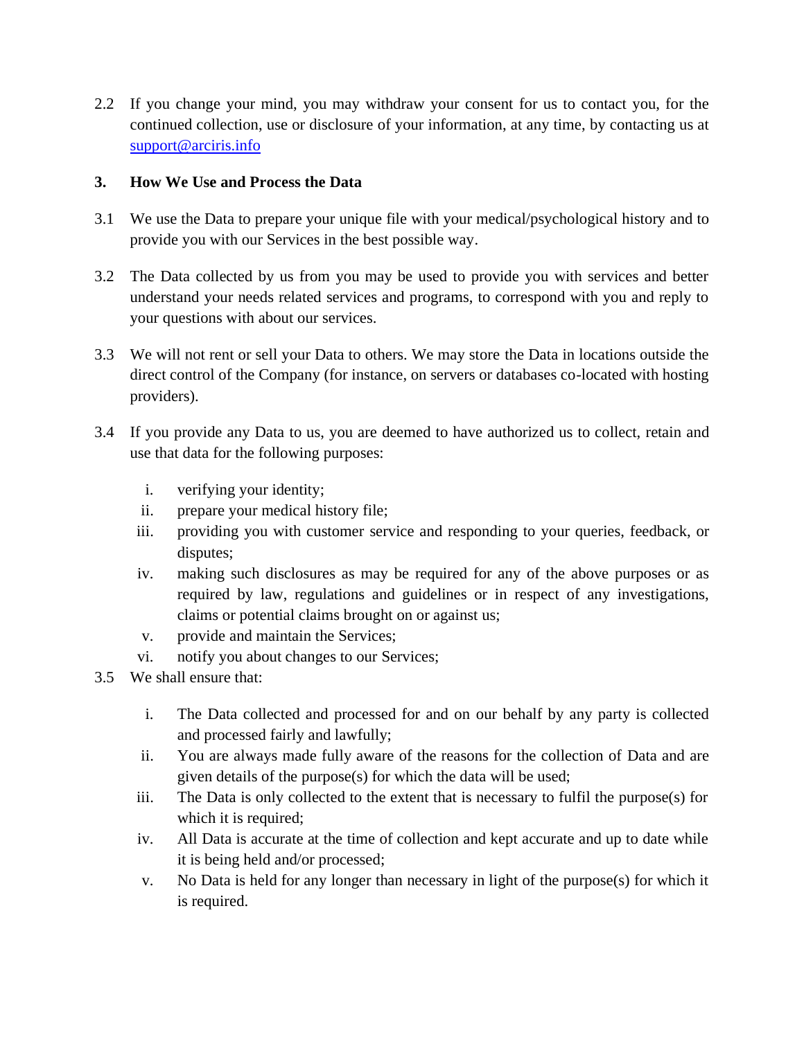2.2 If you change your mind, you may withdraw your consent for us to contact you, for the continued collection, use or disclosure of your information, at any time, by contacting us at support@arciris.info

### 3. How We Use and Process the Data

3.1 We use the Data to prepare your unique file with your medical/psychological history and to provide you with our Services in the best possible way.

3.2 The Data collected by us from you may be used to provide you with services and better understand your needs related services and programs, to correspond with you and reply to your questions with about our services.

3.3 We will not rent or sell your Data to others. We may store the Data in locations outside the direct control of the Company (for instance, on servers or databases co-located with hosting providers).

3.4 If you provide any Data to us, you are deemed to have authorized us to collect, retain and use that data for the following purposes:

i. verifying your identity;
ii. prepare your medical history file;
iii. providing you with customer service and responding to your queries, feedback, or disputes;
iv. making such disclosures as may be required for any of the above purposes or as required by law, regulations and guidelines or in respect of any investigations, claims or potential claims brought on or against us;
v. provide and maintain the Services;
vi. notify you about changes to our Services;

3.5 We shall ensure that:

i. The Data collected and processed for and on our behalf by any party is collected and processed fairly and lawfully;
ii. You are always made fully aware of the reasons for the collection of Data and are given details of the purpose(s) for which the data will be used;
iii. The Data is only collected to the extent that is necessary to fulfil the purpose(s) for which it is required;
iv. All Data is accurate at the time of collection and kept accurate and up to date while it is being held and/or processed;
v. No Data is held for any longer than necessary in light of the purpose(s) for which it is required.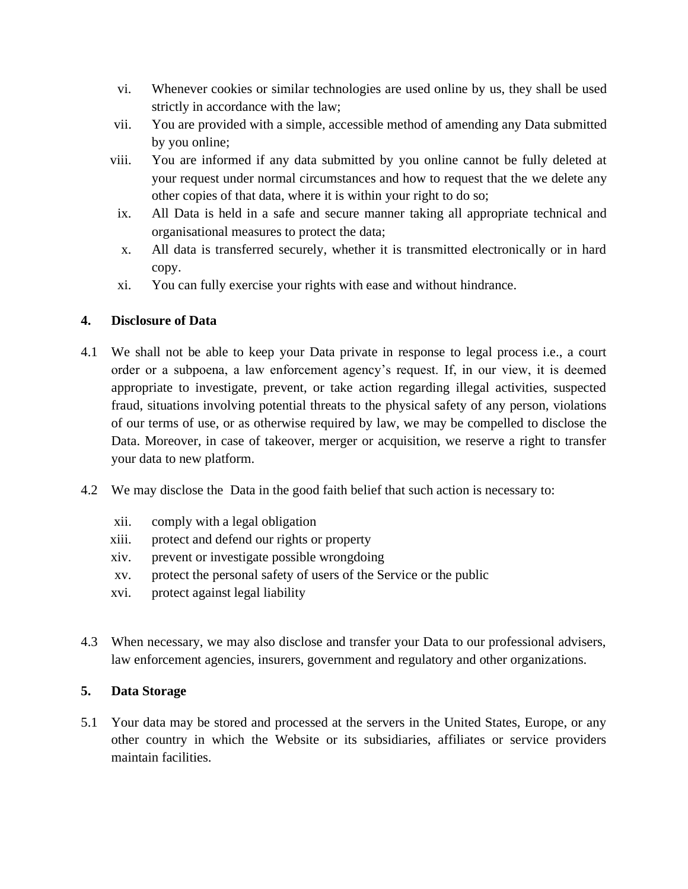vi. Whenever cookies or similar technologies are used online by us, they shall be used strictly in accordance with the law;

vii. You are provided with a simple, accessible method of amending any Data submitted by you online;

viii. You are informed if any data submitted by you online cannot be fully deleted at your request under normal circumstances and how to request that the we delete any other copies of that data, where it is within your right to do so;

ix. All Data is held in a safe and secure manner taking all appropriate technical and organisational measures to protect the data;

x. All data is transferred securely, whether it is transmitted electronically or in hard copy.

xi. You can fully exercise your rights with ease and without hindrance.

**4. Disclosure of Data**

4.1 We shall not be able to keep your Data private in response to legal process i.e., a court order or a subpoena, a law enforcement agency's request. If, in our view, it is deemed appropriate to investigate, prevent, or take action regarding illegal activities, suspected fraud, situations involving potential threats to the physical safety of any person, violations of our terms of use, or as otherwise required by law, we may be compelled to disclose the Data. Moreover, in case of takeover, merger or acquisition, we reserve a right to transfer your data to new platform.

4.2 We may disclose the Data in the good faith belief that such action is necessary to:

xii. comply with a legal obligation

xiii. protect and defend our rights or property

xiv. prevent or investigate possible wrongdoing

xv. protect the personal safety of users of the Service or the public

xvi. protect against legal liability

4.3 When necessary, we may also disclose and transfer your Data to our professional advisers, law enforcement agencies, insurers, government and regulatory and other organizations.

**5. Data Storage**

5.1 Your data may be stored and processed at the servers in the United States, Europe, or any other country in which the Website or its subsidiaries, affiliates or service providers maintain facilities.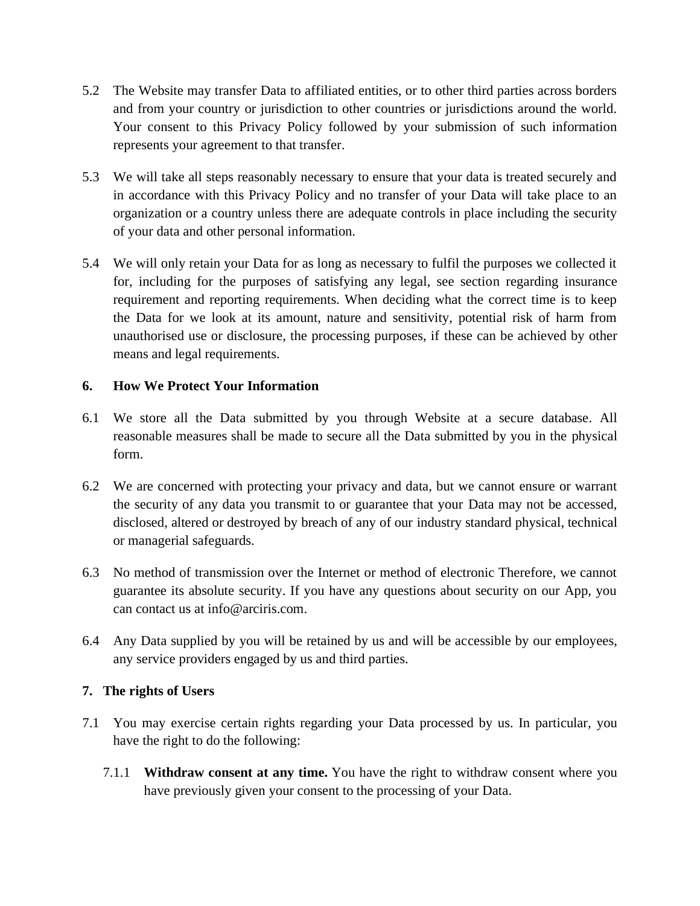5.2 The Website may transfer Data to affiliated entities, or to other third parties across borders and from your country or jurisdiction to other countries or jurisdictions around the world. Your consent to this Privacy Policy followed by your submission of such information represents your agreement to that transfer.

5.3 We will take all steps reasonably necessary to ensure that your data is treated securely and in accordance with this Privacy Policy and no transfer of your Data will take place to an organization or a country unless there are adequate controls in place including the security of your data and other personal information.

5.4 We will only retain your Data for as long as necessary to fulfil the purposes we collected it for, including for the purposes of satisfying any legal, see section regarding insurance requirement and reporting requirements. When deciding what the correct time is to keep the Data for we look at its amount, nature and sensitivity, potential risk of harm from unauthorised use or disclosure, the processing purposes, if these can be achieved by other means and legal requirements.

## 6. How We Protect Your Information

6.1 We store all the Data submitted by you through Website at a secure database. All reasonable measures shall be made to secure all the Data submitted by you in the physical form.

6.2 We are concerned with protecting your privacy and data, but we cannot ensure or warrant the security of any data you transmit to or guarantee that your Data may not be accessed, disclosed, altered or destroyed by breach of any of our industry standard physical, technical or managerial safeguards.

6.3 No method of transmission over the Internet or method of electronic Therefore, we cannot guarantee its absolute security. If you have any questions about security on our App, you can contact us at info@arciris.com.

6.4 Any Data supplied by you will be retained by us and will be accessible by our employees, any service providers engaged by us and third parties.

## 7. The rights of Users

7.1 You may exercise certain rights regarding your Data processed by us. In particular, you have the right to do the following:

7.1.1 **Withdraw consent at any time.** You have the right to withdraw consent where you have previously given your consent to the processing of your Data.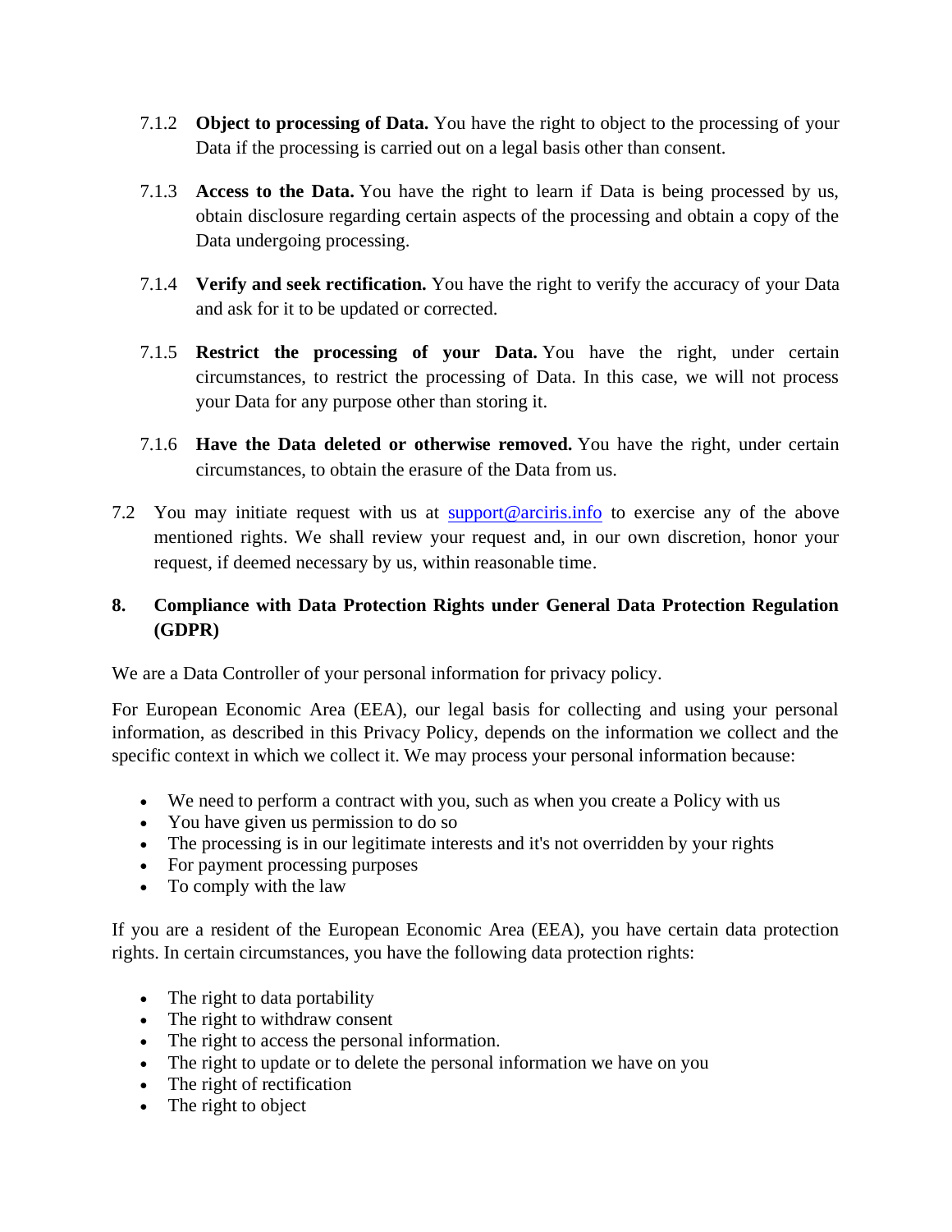7.1.2 **Object to processing of Data.** You have the right to object to the processing of your Data if the processing is carried out on a legal basis other than consent.

7.1.3 **Access to the Data.** You have the right to learn if Data is being processed by us, obtain disclosure regarding certain aspects of the processing and obtain a copy of the Data undergoing processing.

7.1.4 **Verify and seek rectification.** You have the right to verify the accuracy of your Data and ask for it to be updated or corrected.

7.1.5 **Restrict the processing of your Data.** You have the right, under certain circumstances, to restrict the processing of Data. In this case, we will not process your Data for any purpose other than storing it.

7.1.6 **Have the Data deleted or otherwise removed.** You have the right, under certain circumstances, to obtain the erasure of the Data from us.

7.2 You may initiate request with us at support@arciris.info to exercise any of the above mentioned rights. We shall review your request and, in our own discretion, honor your request, if deemed necessary by us, within reasonable time.

## 8. Compliance with Data Protection Rights under General Data Protection Regulation (GDPR)

We are a Data Controller of your personal information for privacy policy.

For European Economic Area (EEA), our legal basis for collecting and using your personal information, as described in this Privacy Policy, depends on the information we collect and the specific context in which we collect it. We may process your personal information because:

- We need to perform a contract with you, such as when you create a Policy with us
- You have given us permission to do so
- The processing is in our legitimate interests and it's not overridden by your rights
- For payment processing purposes
- To comply with the law

If you are a resident of the European Economic Area (EEA), you have certain data protection rights. In certain circumstances, you have the following data protection rights:

- The right to data portability
- The right to withdraw consent
- The right to access the personal information.
- The right to update or to delete the personal information we have on you
- The right of rectification
- The right to object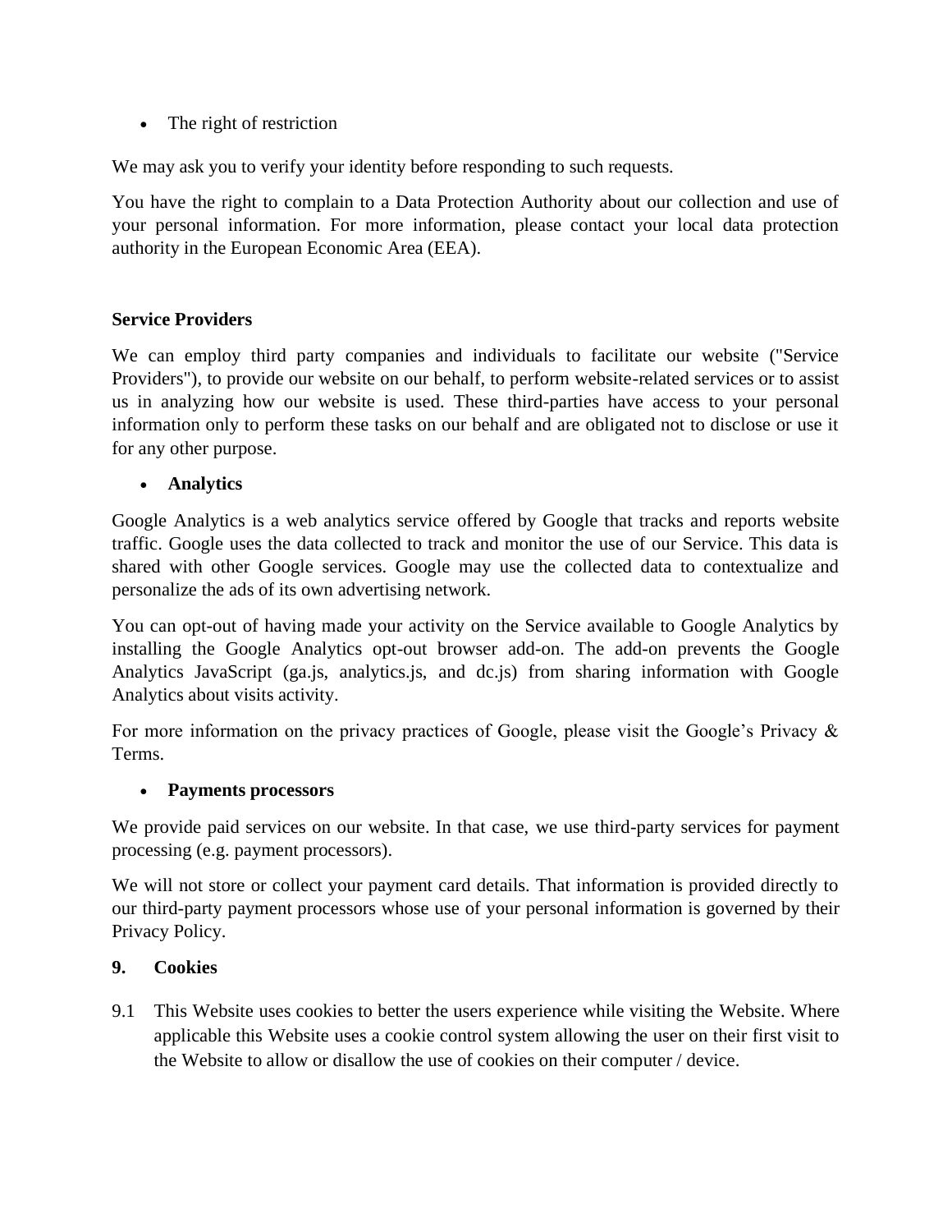- The right of restriction

We may ask you to verify your identity before responding to such requests.

You have the right to complain to a Data Protection Authority about our collection and use of your personal information. For more information, please contact your local data protection authority in the European Economic Area (EEA).

**Service Providers**

We can employ third party companies and individuals to facilitate our website ("Service Providers"), to provide our website on our behalf, to perform website-related services or to assist us in analyzing how our website is used. These third-parties have access to your personal information only to perform these tasks on our behalf and are obligated not to disclose or use it for any other purpose.

- **Analytics**

Google Analytics is a web analytics service offered by Google that tracks and reports website traffic. Google uses the data collected to track and monitor the use of our Service. This data is shared with other Google services. Google may use the collected data to contextualize and personalize the ads of its own advertising network.

You can opt-out of having made your activity on the Service available to Google Analytics by installing the Google Analytics opt-out browser add-on. The add-on prevents the Google Analytics JavaScript (ga.js, analytics.js, and dc.js) from sharing information with Google Analytics about visits activity.

For more information on the privacy practices of Google, please visit the Google's Privacy & Terms.

- **Payments processors**

We provide paid services on our website. In that case, we use third-party services for payment processing (e.g. payment processors).

We will not store or collect your payment card details. That information is provided directly to our third-party payment processors whose use of your personal information is governed by their Privacy Policy.

**9. Cookies**

9.1 This Website uses cookies to better the users experience while visiting the Website. Where applicable this Website uses a cookie control system allowing the user on their first visit to the Website to allow or disallow the use of cookies on their computer / device.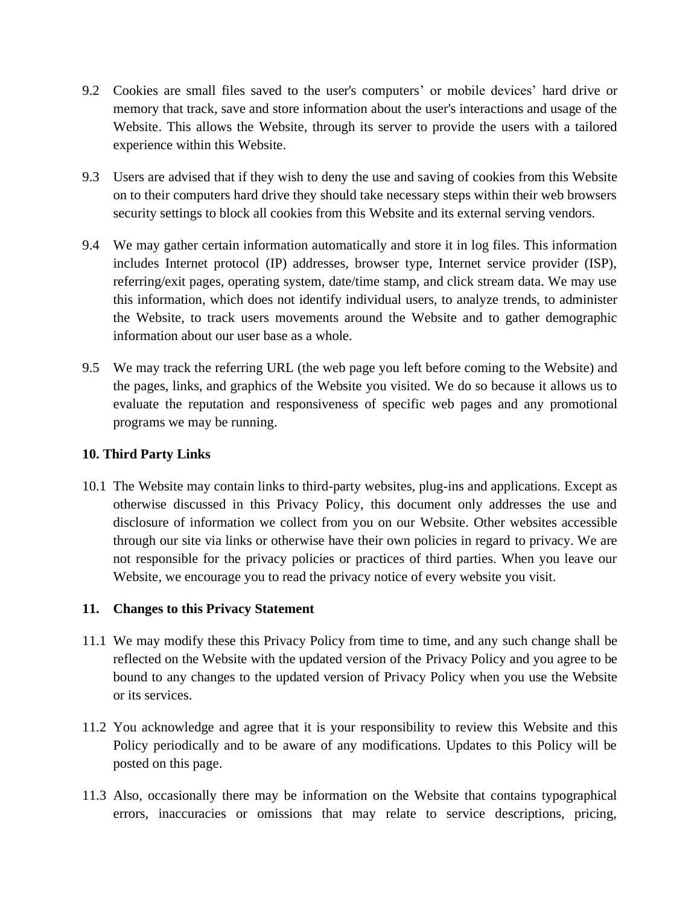9.2 Cookies are small files saved to the user's computers' or mobile devices' hard drive or memory that track, save and store information about the user's interactions and usage of the Website. This allows the Website, through its server to provide the users with a tailored experience within this Website.

9.3 Users are advised that if they wish to deny the use and saving of cookies from this Website on to their computers hard drive they should take necessary steps within their web browsers security settings to block all cookies from this Website and its external serving vendors.

9.4 We may gather certain information automatically and store it in log files. This information includes Internet protocol (IP) addresses, browser type, Internet service provider (ISP), referring/exit pages, operating system, date/time stamp, and click stream data. We may use this information, which does not identify individual users, to analyze trends, to administer the Website, to track users movements around the Website and to gather demographic information about our user base as a whole.

9.5 We may track the referring URL (the web page you left before coming to the Website) and the pages, links, and graphics of the Website you visited. We do so because it allows us to evaluate the reputation and responsiveness of specific web pages and any promotional programs we may be running.

**10. Third Party Links**

10.1 The Website may contain links to third-party websites, plug-ins and applications. Except as otherwise discussed in this Privacy Policy, this document only addresses the use and disclosure of information we collect from you on our Website. Other websites accessible through our site via links or otherwise have their own policies in regard to privacy. We are not responsible for the privacy policies or practices of third parties. When you leave our Website, we encourage you to read the privacy notice of every website you visit.

**11. Changes to this Privacy Statement**

11.1 We may modify these this Privacy Policy from time to time, and any such change shall be reflected on the Website with the updated version of the Privacy Policy and you agree to be bound to any changes to the updated version of Privacy Policy when you use the Website or its services.

11.2 You acknowledge and agree that it is your responsibility to review this Website and this Policy periodically and to be aware of any modifications. Updates to this Policy will be posted on this page.

11.3 Also, occasionally there may be information on the Website that contains typographical errors, inaccuracies or omissions that may relate to service descriptions, pricing,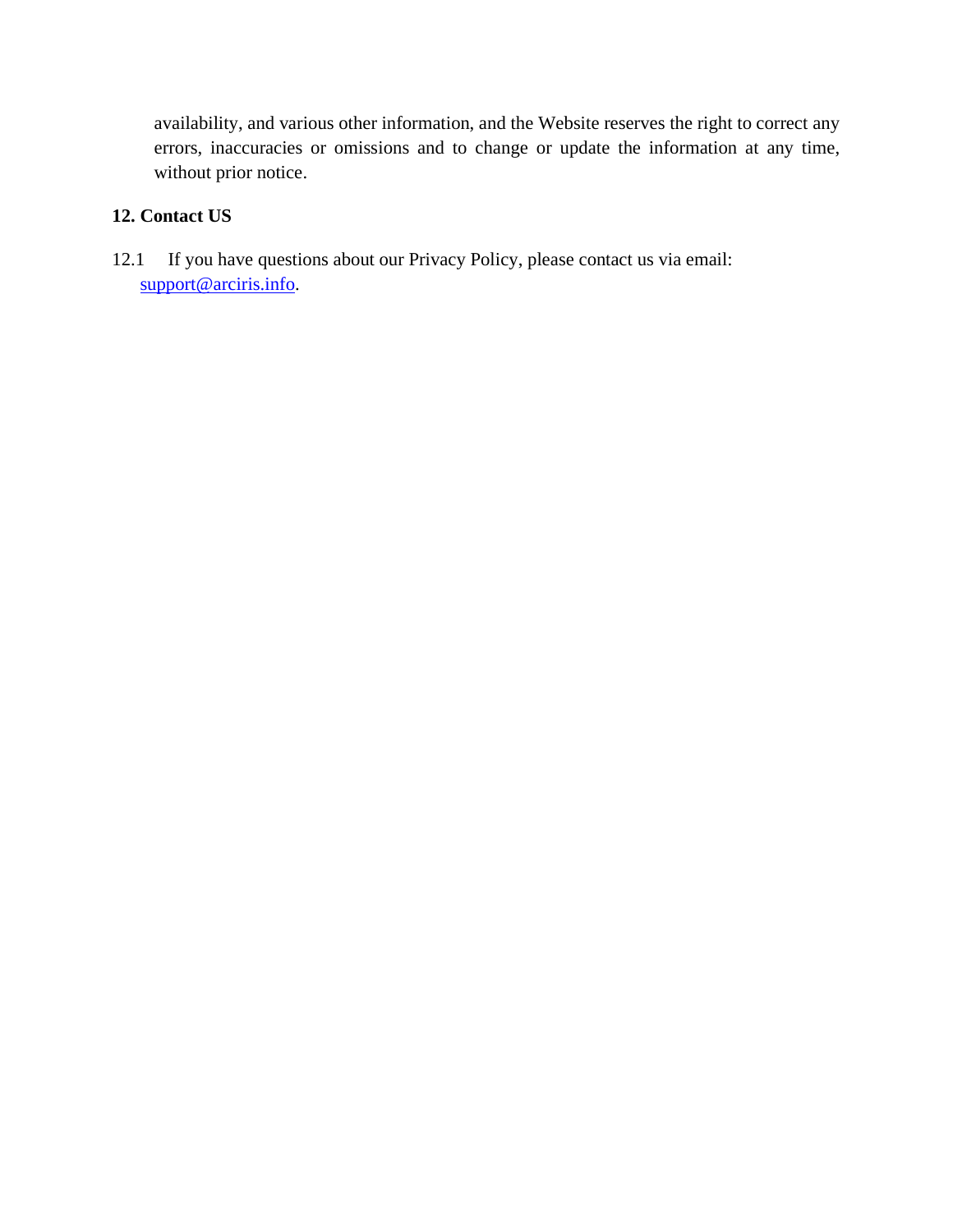availability, and various other information, and the Website reserves the right to correct any errors, inaccuracies or omissions and to change or update the information at any time, without prior notice.

## 12. Contact US

12.1 If you have questions about our Privacy Policy, please contact us via email: support@arciris.info.